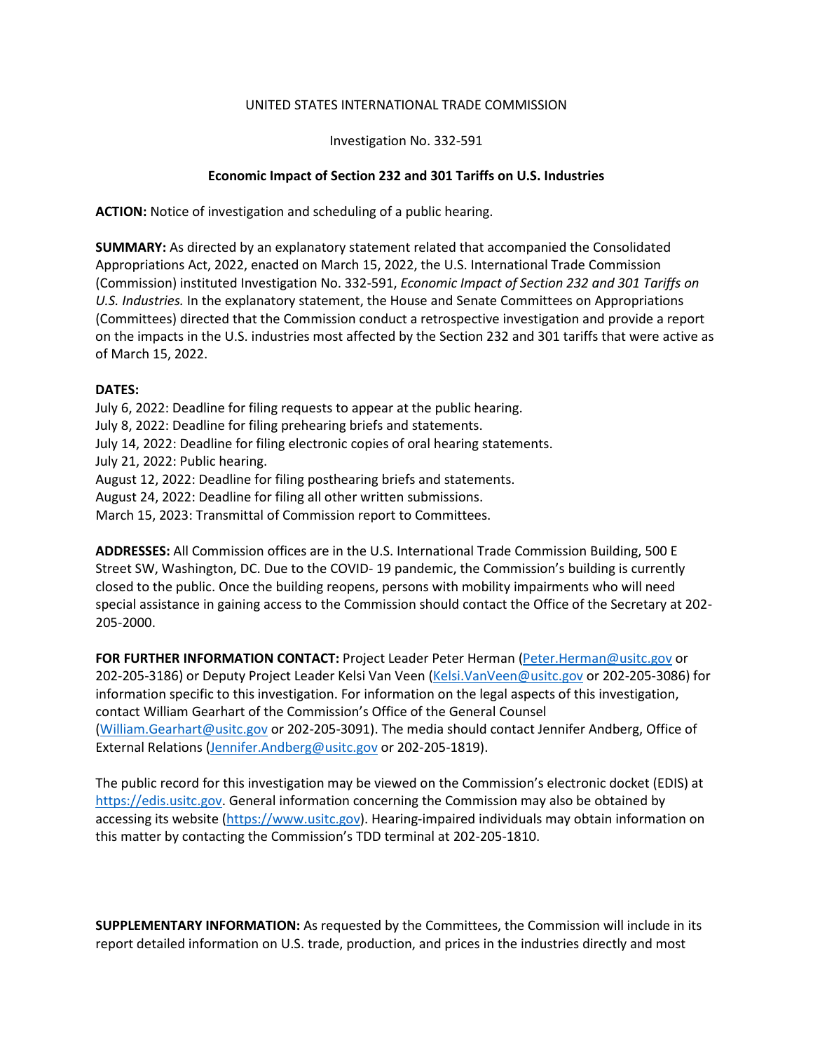UNITED STATES INTERNATIONAL TRADE COMMISSION

Investigation No. 332-591

**Economic Impact of Section 232 and 301 Tariffs on U.S. Industries**

**ACTION:** Notice of investigation and scheduling of a public hearing.

**SUMMARY:** As directed by an explanatory statement related that accompanied the Consolidated Appropriations Act, 2022, enacted on March 15, 2022, the U.S. International Trade Commission (Commission) instituted Investigation No. 332-591, *Economic Impact of Section 232 and 301 Tariffs on U.S. Industries.* In the explanatory statement, the House and Senate Committees on Appropriations (Committees) directed that the Commission conduct a retrospective investigation and provide a report on the impacts in the U.S. industries most affected by the Section 232 and 301 tariffs that were active as of March 15, 2022.

**DATES:**
July 6, 2022: Deadline for filing requests to appear at the public hearing.
July 8, 2022: Deadline for filing prehearing briefs and statements.
July 14, 2022: Deadline for filing electronic copies of oral hearing statements.
July 21, 2022: Public hearing.
August 12, 2022: Deadline for filing posthearing briefs and statements.
August 24, 2022: Deadline for filing all other written submissions.
March 15, 2023: Transmittal of Commission report to Committees.

**ADDRESSES:** All Commission offices are in the U.S. International Trade Commission Building, 500 E Street SW, Washington, DC. Due to the COVID- 19 pandemic, the Commission's building is currently closed to the public. Once the building reopens, persons with mobility impairments who will need special assistance in gaining access to the Commission should contact the Office of the Secretary at 202-205-2000.

**FOR FURTHER INFORMATION CONTACT:** Project Leader Peter Herman (Peter.Herman@usitc.gov or 202-205-3186) or Deputy Project Leader Kelsi Van Veen (Kelsi.VanVeen@usitc.gov or 202-205-3086) for information specific to this investigation. For information on the legal aspects of this investigation, contact William Gearhart of the Commission's Office of the General Counsel (William.Gearhart@usitc.gov or 202-205-3091). The media should contact Jennifer Andberg, Office of External Relations (Jennifer.Andberg@usitc.gov or 202-205-1819).

The public record for this investigation may be viewed on the Commission's electronic docket (EDIS) at https://edis.usitc.gov. General information concerning the Commission may also be obtained by accessing its website (https://www.usitc.gov). Hearing-impaired individuals may obtain information on this matter by contacting the Commission's TDD terminal at 202-205-1810.

**SUPPLEMENTARY INFORMATION:** As requested by the Committees, the Commission will include in its report detailed information on U.S. trade, production, and prices in the industries directly and most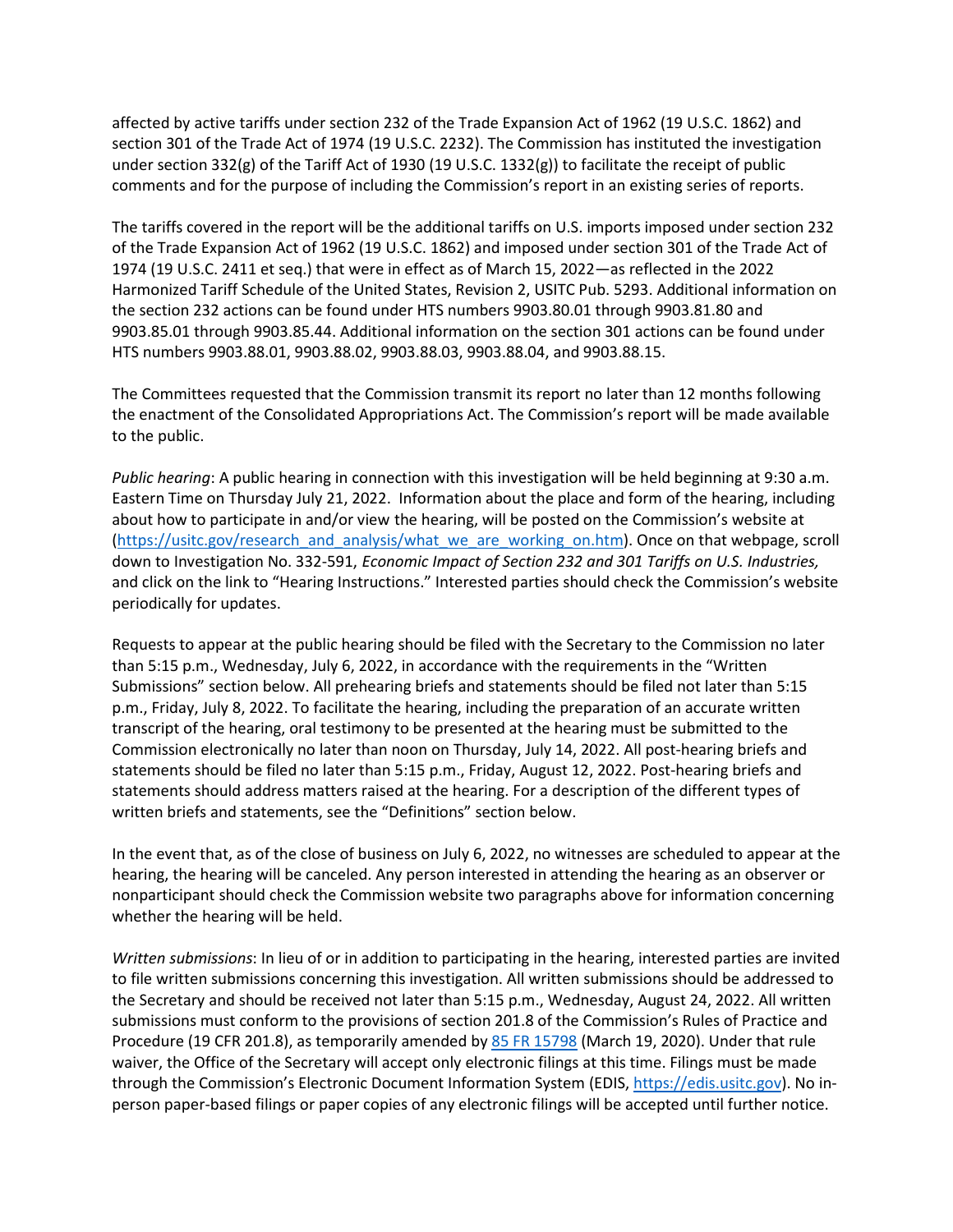affected by active tariffs under section 232 of the Trade Expansion Act of 1962 (19 U.S.C. 1862) and section 301 of the Trade Act of 1974 (19 U.S.C. 2232). The Commission has instituted the investigation under section 332(g) of the Tariff Act of 1930 (19 U.S.C. 1332(g)) to facilitate the receipt of public comments and for the purpose of including the Commission's report in an existing series of reports.

The tariffs covered in the report will be the additional tariffs on U.S. imports imposed under section 232 of the Trade Expansion Act of 1962 (19 U.S.C. 1862) and imposed under section 301 of the Trade Act of 1974 (19 U.S.C. 2411 et seq.) that were in effect as of March 15, 2022—as reflected in the 2022 Harmonized Tariff Schedule of the United States, Revision 2, USITC Pub. 5293. Additional information on the section 232 actions can be found under HTS numbers 9903.80.01 through 9903.81.80 and 9903.85.01 through 9903.85.44. Additional information on the section 301 actions can be found under HTS numbers 9903.88.01, 9903.88.02, 9903.88.03, 9903.88.04, and 9903.88.15.

The Committees requested that the Commission transmit its report no later than 12 months following the enactment of the Consolidated Appropriations Act. The Commission's report will be made available to the public.

*Public hearing*: A public hearing in connection with this investigation will be held beginning at 9:30 a.m. Eastern Time on Thursday July 21, 2022. Information about the place and form of the hearing, including about how to participate in and/or view the hearing, will be posted on the Commission's website at (https://usitc.gov/research_and_analysis/what_we_are_working_on.htm). Once on that webpage, scroll down to Investigation No. 332-591, *Economic Impact of Section 232 and 301 Tariffs on U.S. Industries,* and click on the link to "Hearing Instructions." Interested parties should check the Commission's website periodically for updates.

Requests to appear at the public hearing should be filed with the Secretary to the Commission no later than 5:15 p.m., Wednesday, July 6, 2022, in accordance with the requirements in the "Written Submissions" section below. All prehearing briefs and statements should be filed not later than 5:15 p.m., Friday, July 8, 2022. To facilitate the hearing, including the preparation of an accurate written transcript of the hearing, oral testimony to be presented at the hearing must be submitted to the Commission electronically no later than noon on Thursday, July 14, 2022. All post-hearing briefs and statements should be filed no later than 5:15 p.m., Friday, August 12, 2022. Post-hearing briefs and statements should address matters raised at the hearing. For a description of the different types of written briefs and statements, see the "Definitions" section below.

In the event that, as of the close of business on July 6, 2022, no witnesses are scheduled to appear at the hearing, the hearing will be canceled. Any person interested in attending the hearing as an observer or nonparticipant should check the Commission website two paragraphs above for information concerning whether the hearing will be held.

*Written submissions*: In lieu of or in addition to participating in the hearing, interested parties are invited to file written submissions concerning this investigation. All written submissions should be addressed to the Secretary and should be received not later than 5:15 p.m., Wednesday, August 24, 2022. All written submissions must conform to the provisions of section 201.8 of the Commission's Rules of Practice and Procedure (19 CFR 201.8), as temporarily amended by 85 FR 15798 (March 19, 2020). Under that rule waiver, the Office of the Secretary will accept only electronic filings at this time. Filings must be made through the Commission's Electronic Document Information System (EDIS, https://edis.usitc.gov). No in-person paper-based filings or paper copies of any electronic filings will be accepted until further notice.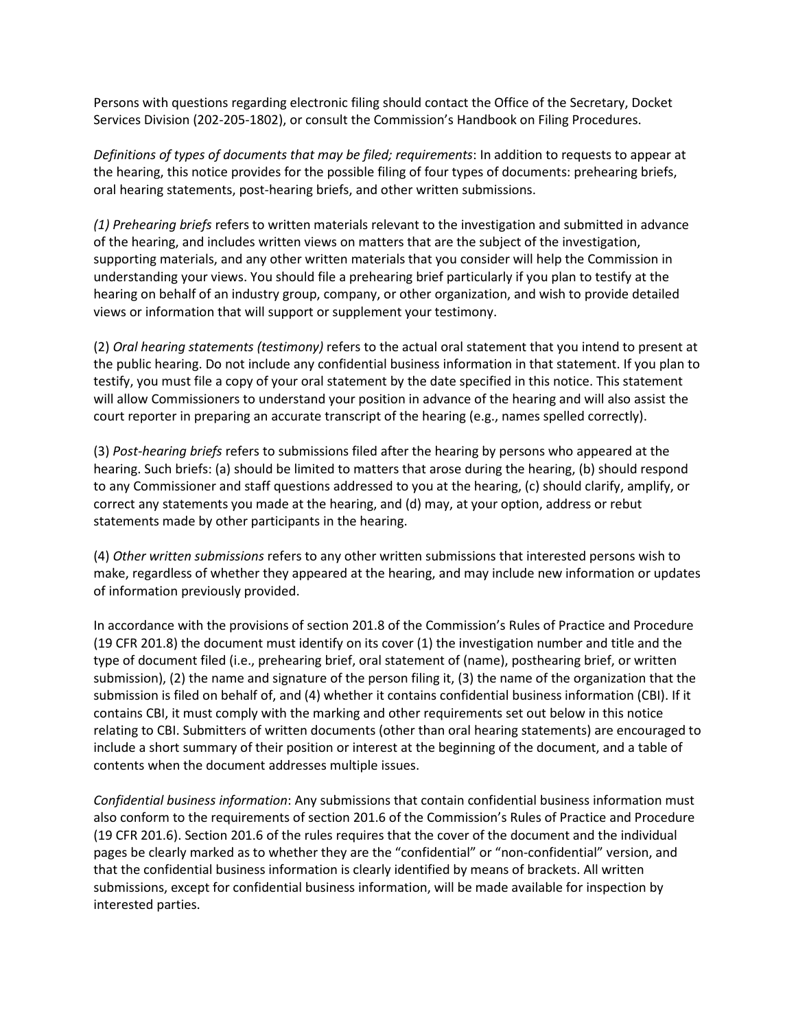Persons with questions regarding electronic filing should contact the Office of the Secretary, Docket Services Division (202-205-1802), or consult the Commission's Handbook on Filing Procedures.

*Definitions of types of documents that may be filed; requirements*: In addition to requests to appear at the hearing, this notice provides for the possible filing of four types of documents: prehearing briefs, oral hearing statements, post-hearing briefs, and other written submissions.

*(1) Prehearing briefs* refers to written materials relevant to the investigation and submitted in advance of the hearing, and includes written views on matters that are the subject of the investigation, supporting materials, and any other written materials that you consider will help the Commission in understanding your views. You should file a prehearing brief particularly if you plan to testify at the hearing on behalf of an industry group, company, or other organization, and wish to provide detailed views or information that will support or supplement your testimony.

(2) *Oral hearing statements (testimony)* refers to the actual oral statement that you intend to present at the public hearing. Do not include any confidential business information in that statement. If you plan to testify, you must file a copy of your oral statement by the date specified in this notice. This statement will allow Commissioners to understand your position in advance of the hearing and will also assist the court reporter in preparing an accurate transcript of the hearing (e.g., names spelled correctly).

(3) *Post-hearing briefs* refers to submissions filed after the hearing by persons who appeared at the hearing. Such briefs: (a) should be limited to matters that arose during the hearing, (b) should respond to any Commissioner and staff questions addressed to you at the hearing, (c) should clarify, amplify, or correct any statements you made at the hearing, and (d) may, at your option, address or rebut statements made by other participants in the hearing.

(4) *Other written submissions* refers to any other written submissions that interested persons wish to make, regardless of whether they appeared at the hearing, and may include new information or updates of information previously provided.

In accordance with the provisions of section 201.8 of the Commission's Rules of Practice and Procedure (19 CFR 201.8) the document must identify on its cover (1) the investigation number and title and the type of document filed (i.e., prehearing brief, oral statement of (name), posthearing brief, or written submission), (2) the name and signature of the person filing it, (3) the name of the organization that the submission is filed on behalf of, and (4) whether it contains confidential business information (CBI). If it contains CBI, it must comply with the marking and other requirements set out below in this notice relating to CBI. Submitters of written documents (other than oral hearing statements) are encouraged to include a short summary of their position or interest at the beginning of the document, and a table of contents when the document addresses multiple issues.

*Confidential business information*: Any submissions that contain confidential business information must also conform to the requirements of section 201.6 of the Commission's Rules of Practice and Procedure (19 CFR 201.6). Section 201.6 of the rules requires that the cover of the document and the individual pages be clearly marked as to whether they are the "confidential" or "non-confidential" version, and that the confidential business information is clearly identified by means of brackets. All written submissions, except for confidential business information, will be made available for inspection by interested parties.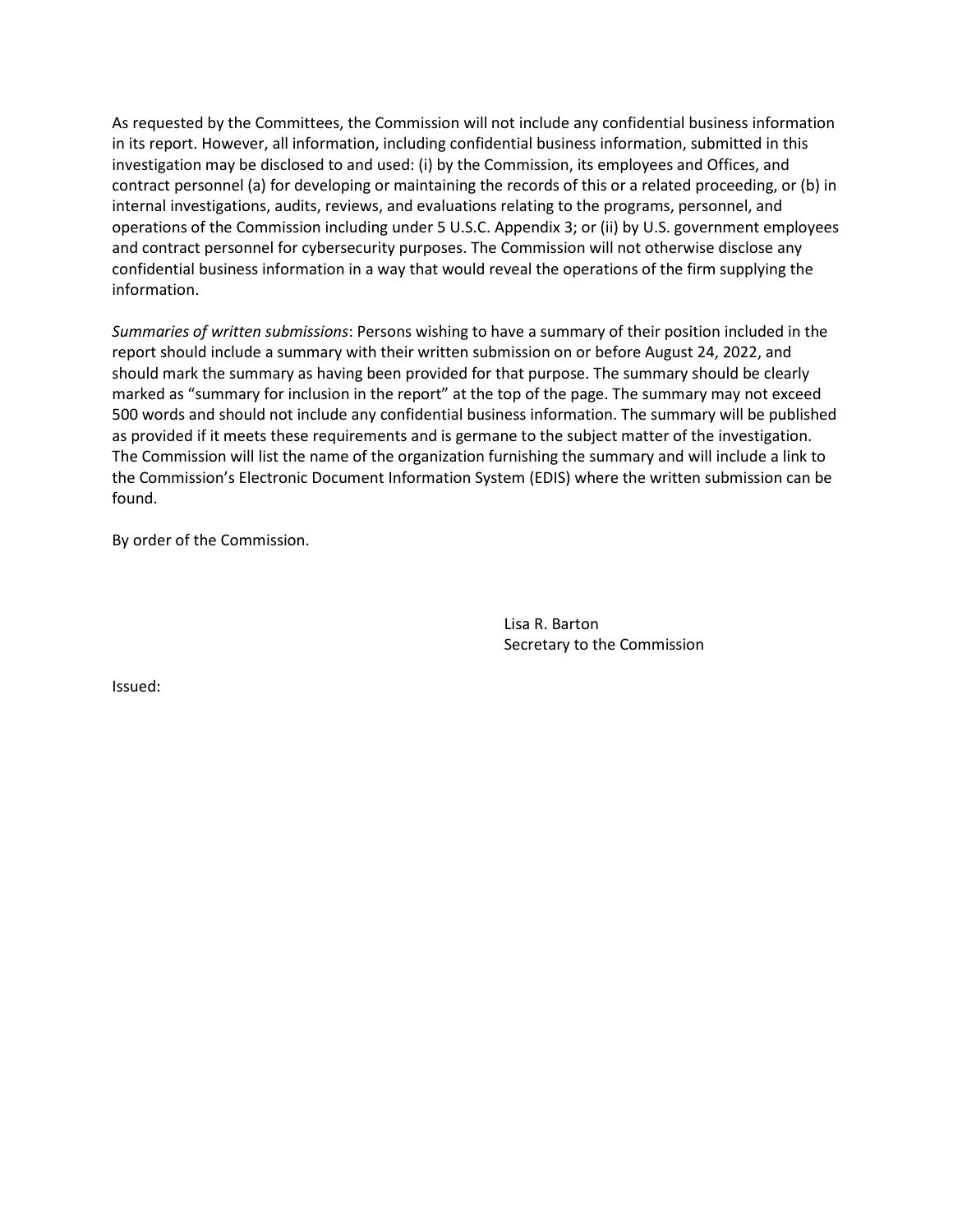As requested by the Committees, the Commission will not include any confidential business information in its report. However, all information, including confidential business information, submitted in this investigation may be disclosed to and used: (i) by the Commission, its employees and Offices, and contract personnel (a) for developing or maintaining the records of this or a related proceeding, or (b) in internal investigations, audits, reviews, and evaluations relating to the programs, personnel, and operations of the Commission including under 5 U.S.C. Appendix 3; or (ii) by U.S. government employees and contract personnel for cybersecurity purposes. The Commission will not otherwise disclose any confidential business information in a way that would reveal the operations of the firm supplying the information.

*Summaries of written submissions*: Persons wishing to have a summary of their position included in the report should include a summary with their written submission on or before August 24, 2022, and should mark the summary as having been provided for that purpose. The summary should be clearly marked as "summary for inclusion in the report" at the top of the page. The summary may not exceed 500 words and should not include any confidential business information. The summary will be published as provided if it meets these requirements and is germane to the subject matter of the investigation. The Commission will list the name of the organization furnishing the summary and will include a link to the Commission's Electronic Document Information System (EDIS) where the written submission can be found.

By order of the Commission.

Lisa R. Barton
Secretary to the Commission

Issued: